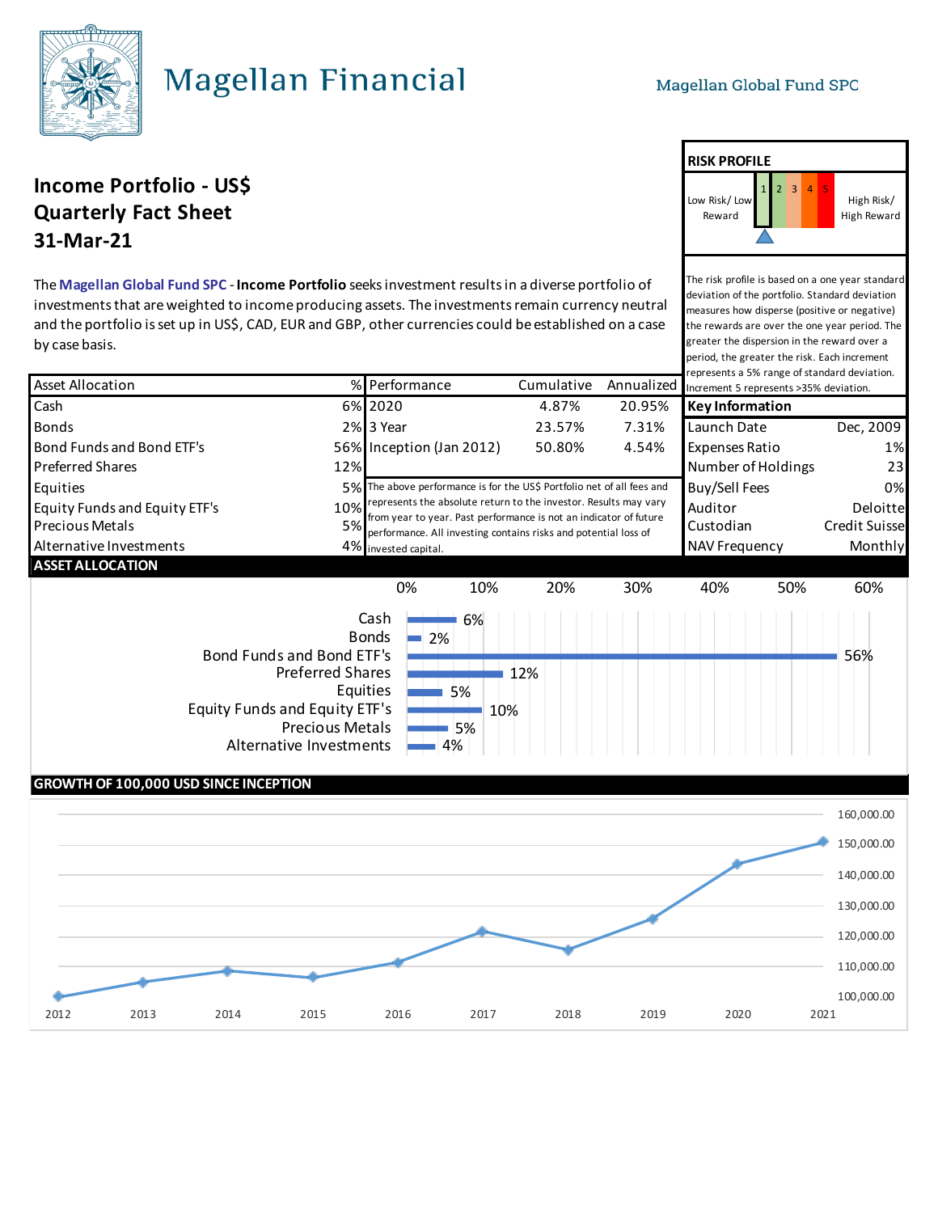# Magellan Financial

Magellan Global Fund SPC

## Income Portfolio - US$
## Quarterly Fact Sheet
## 31-Mar-21

The **Magellan Global Fund SPC** - **Income Portfolio** seeks investment results in a diverse portfolio of investments that are weighted to income producing assets. The investments remain currency neutral and the portfolio is set up in US$, CAD, EUR and GBP, other currencies could be established on a case by case basis.

### RISK PROFILE

Low Risk/ Low Reward | 1 | 2 | 3 | 4 | 5 | High Risk/ High Reward

The risk profile is based on a one year standard deviation of the portfolio. Standard deviation measures how disperse (positive or negative) the rewards are over the one year period. The greater the dispersion in the reward over a period, the greater the risk. Each increment represents a 5% range of standard deviation. Increment 5 represents >35% deviation.

| Asset Allocation | % |
|---|---|
| Cash | 6% |
| Bonds | 2% |
| Bond Funds and Bond ETF's | 56% |
| Preferred Shares | 12% |
| Equities | 5% |
| Equity Funds and Equity ETF's | 10% |
| Precious Metals | 5% |
| Alternative Investments | 4% |

| Performance | Cumulative | Annualized |
|---|---|---|
| 2020 | 4.87% | 20.95% |
| 3 Year | 23.57% | 7.31% |
| Inception (Jan 2012) | 50.80% | 4.54% |

The above performance is for the US$ Portfolio net of all fees and represents the absolute return to the investor. Results may vary from year to year. Past performance is not an indicator of future performance. All investing contains risks and potential loss of invested capital.

| Key Information | |
|---|---|
| Launch Date | Dec, 2009 |
| Expenses Ratio | 1% |
| Number of Holdings | 23 |
| Buy/Sell Fees | 0% |
| Auditor | Deloitte |
| Custodian | Credit Suisse |
| NAV Frequency | Monthly |

### ASSET ALLOCATION

| Asset | % |
|---|---|
| Cash | 6% |
| Bonds | 2% |
| Bond Funds and Bond ETF's | 56% |
| Preferred Shares | 12% |
| Equities | 5% |
| Equity Funds and Equity ETF's | 10% |
| Precious Metals | 5% |
| Alternative Investments | 4% |

### GROWTH OF 100,000 USD SINCE INCEPTION

Years: 2012, 2013, 2014, 2015, 2016, 2017, 2018, 2019, 2020, 2021

Axis: 100,000.00 – 160,000.00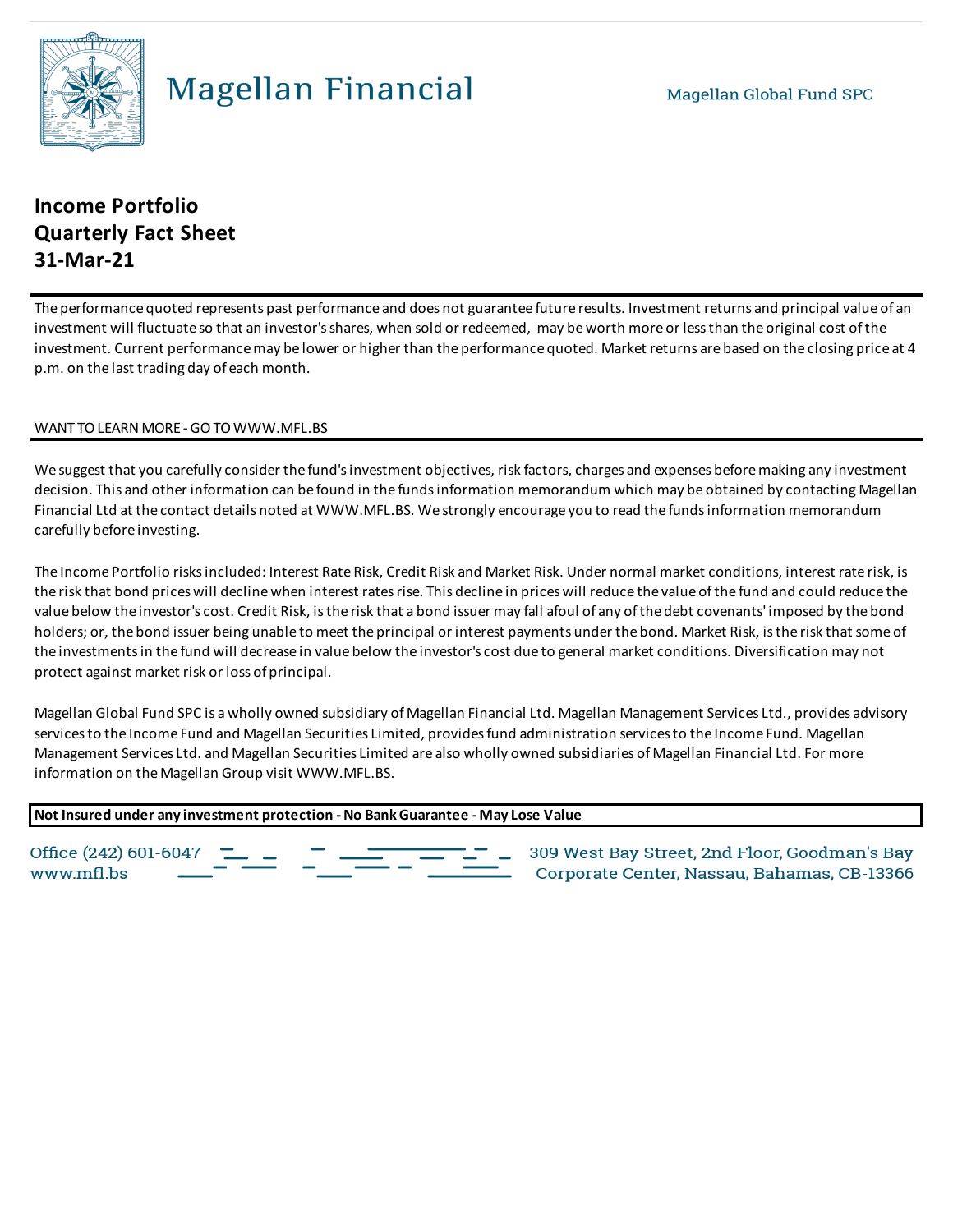Magellan Financial

Magellan Global Fund SPC

## Income Portfolio
## Quarterly Fact Sheet
## 31-Mar-21

The performance quoted represents past performance and does not guarantee future results. Investment returns and principal value of an investment will fluctuate so that an investor's shares, when sold or redeemed, may be worth more or less than the original cost of the investment. Current performance may be lower or higher than the performance quoted. Market returns are based on the closing price at 4 p.m. on the last trading day of each month.

WANT TO LEARN MORE - GO TO WWW.MFL.BS

We suggest that you carefully consider the fund's investment objectives, risk factors, charges and expenses before making any investment decision. This and other information can be found in the funds information memorandum which may be obtained by contacting Magellan Financial Ltd at the contact details noted at WWW.MFL.BS. We strongly encourage you to read the funds information memorandum carefully before investing.

The Income Portfolio risks included: Interest Rate Risk, Credit Risk and Market Risk. Under normal market conditions, interest rate risk, is the risk that bond prices will decline when interest rates rise. This decline in prices will reduce the value of the fund and could reduce the value below the investor's cost. Credit Risk, is the risk that a bond issuer may fall afoul of any of the debt covenants' imposed by the bond holders; or, the bond issuer being unable to meet the principal or interest payments under the bond. Market Risk, is the risk that some of the investments in the fund will decrease in value below the investor's cost due to general market conditions. Diversification may not protect against market risk or loss of principal.

Magellan Global Fund SPC is a wholly owned subsidiary of Magellan Financial Ltd. Magellan Management Services Ltd., provides advisory services to the Income Fund and Magellan Securities Limited, provides fund administration services to the Income Fund. Magellan Management Services Ltd. and Magellan Securities Limited are also wholly owned subsidiaries of Magellan Financial Ltd. For more information on the Magellan Group visit WWW.MFL.BS.

**Not Insured under any investment protection - No Bank Guarantee - May Lose Value**

Office (242) 601-6047
www.mfl.bs

309 West Bay Street, 2nd Floor, Goodman's Bay Corporate Center, Nassau, Bahamas, CB-13366